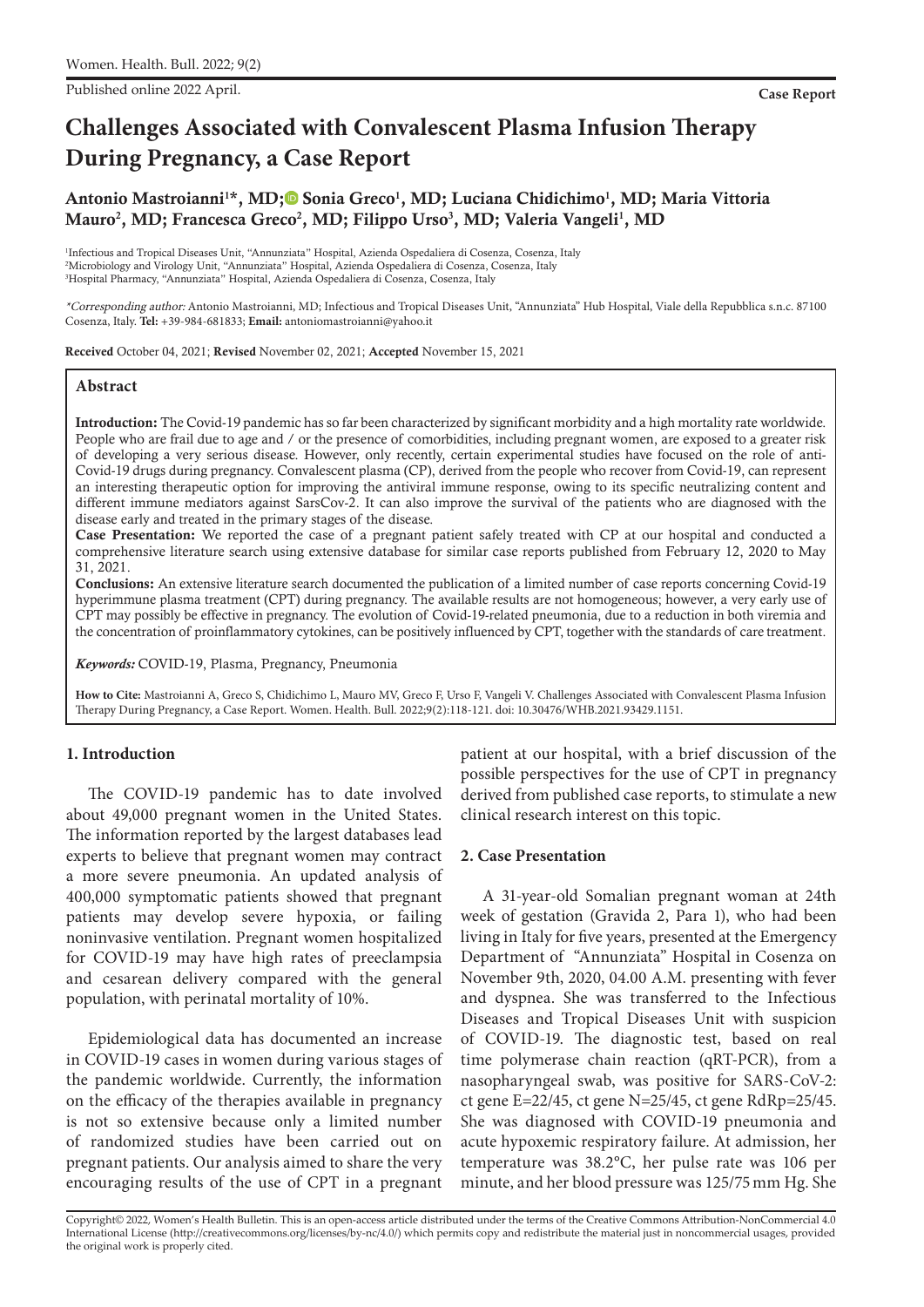Case Report

# Challenges Associated with Convalescent Plasma Infusion Therapy During Pregnancy, a Case Report

**Antonio Mastroianni[1]*, MD; Sonia Greco[1], MD; Luciana Chidichimo[1], MD; Maria Vittoria Mauro[2], MD; Francesca Greco[2], MD; Filippo Urso[3], MD; Valeria Vangeli[1], MD**

[1]Infectious and Tropical Diseases Unit, "Annunziata" Hospital, Azienda Ospedaliera di Cosenza, Cosenza, Italy
[2]Microbiology and Virology Unit, "Annunziata" Hospital, Azienda Ospedaliera di Cosenza, Cosenza, Italy
[3]Hospital Pharmacy, "Annunziata" Hospital, Azienda Ospedaliera di Cosenza, Cosenza, Italy

*\*Corresponding author:* Antonio Mastroianni, MD; Infectious and Tropical Diseases Unit, "Annunziata" Hub Hospital, Viale della Repubblica s.n.c. 87100 Cosenza, Italy. **Tel:** +39-984-681833; **Email:** antoniomastroianni@yahoo.it

**Received** October 04, 2021; **Revised** November 02, 2021; **Accepted** November 15, 2021

## Abstract

**Introduction:** The Covid-19 pandemic has so far been characterized by significant morbidity and a high mortality rate worldwide. People who are frail due to age and / or the presence of comorbidities, including pregnant women, are exposed to a greater risk of developing a very serious disease. However, only recently, certain experimental studies have focused on the role of anti-Covid-19 drugs during pregnancy. Convalescent plasma (CP), derived from the people who recover from Covid-19, can represent an interesting therapeutic option for improving the antiviral immune response, owing to its specific neutralizing content and different immune mediators against SarsCov-2. It can also improve the survival of the patients who are diagnosed with the disease early and treated in the primary stages of the disease.

**Case Presentation:** We reported the case of a pregnant patient safely treated with CP at our hospital and conducted a comprehensive literature search using extensive database for similar case reports published from February 12, 2020 to May 31, 2021.

**Conclusions:** An extensive literature search documented the publication of a limited number of case reports concerning Covid-19 hyperimmune plasma treatment (CPT) during pregnancy. The available results are not homogeneous; however, a very early use of CPT may possibly be effective in pregnancy. The evolution of Covid-19-related pneumonia, due to a reduction in both viremia and the concentration of proinflammatory cytokines, can be positively influenced by CPT, together with the standards of care treatment.

*Keywords:* COVID-19, Plasma, Pregnancy, Pneumonia

**How to Cite:** Mastroianni A, Greco S, Chidichimo L, Mauro MV, Greco F, Urso F, Vangeli V. Challenges Associated with Convalescent Plasma Infusion Therapy During Pregnancy, a Case Report. Women. Health. Bull. 2022;9(2):118-121. doi: 10.30476/WHB.2021.93429.1151.

## 1. Introduction

The COVID-19 pandemic has to date involved about 49,000 pregnant women in the United States. The information reported by the largest databases lead experts to believe that pregnant women may contract a more severe pneumonia. An updated analysis of 400,000 symptomatic patients showed that pregnant patients may develop severe hypoxia, or failing noninvasive ventilation. Pregnant women hospitalized for COVID-19 may have high rates of preeclampsia and cesarean delivery compared with the general population, with perinatal mortality of 10%.

Epidemiological data has documented an increase in COVID-19 cases in women during various stages of the pandemic worldwide. Currently, the information on the efficacy of the therapies available in pregnancy is not so extensive because only a limited number of randomized studies have been carried out on pregnant patients. Our analysis aimed to share the very encouraging results of the use of CPT in a pregnant patient at our hospital, with a brief discussion of the possible perspectives for the use of CPT in pregnancy derived from published case reports, to stimulate a new clinical research interest on this topic.

## 2. Case Presentation

A 31-year-old Somalian pregnant woman at 24th week of gestation (Gravida 2, Para 1), who had been living in Italy for five years, presented at the Emergency Department of "Annunziata" Hospital in Cosenza on November 9th, 2020, 04.00 A.M. presenting with fever and dyspnea. She was transferred to the Infectious Diseases and Tropical Diseases Unit with suspicion of COVID-19. The diagnostic test, based on real time polymerase chain reaction (qRT-PCR), from a nasopharyngeal swab, was positive for SARS-CoV-2: ct gene E=22/45, ct gene N=25/45, ct gene RdRp=25/45. She was diagnosed with COVID-19 pneumonia and acute hypoxemic respiratory failure. At admission, her temperature was 38.2°C, her pulse rate was 106 per minute, and her blood pressure was 125/75 mm Hg. She

Copyright© 2022, Women's Health Bulletin. This is an open-access article distributed under the terms of the Creative Commons Attribution-NonCommercial 4.0 International License (http://creativecommons.org/licenses/by-nc/4.0/) which permits copy and redistribute the material just in noncommercial usages, provided the original work is properly cited.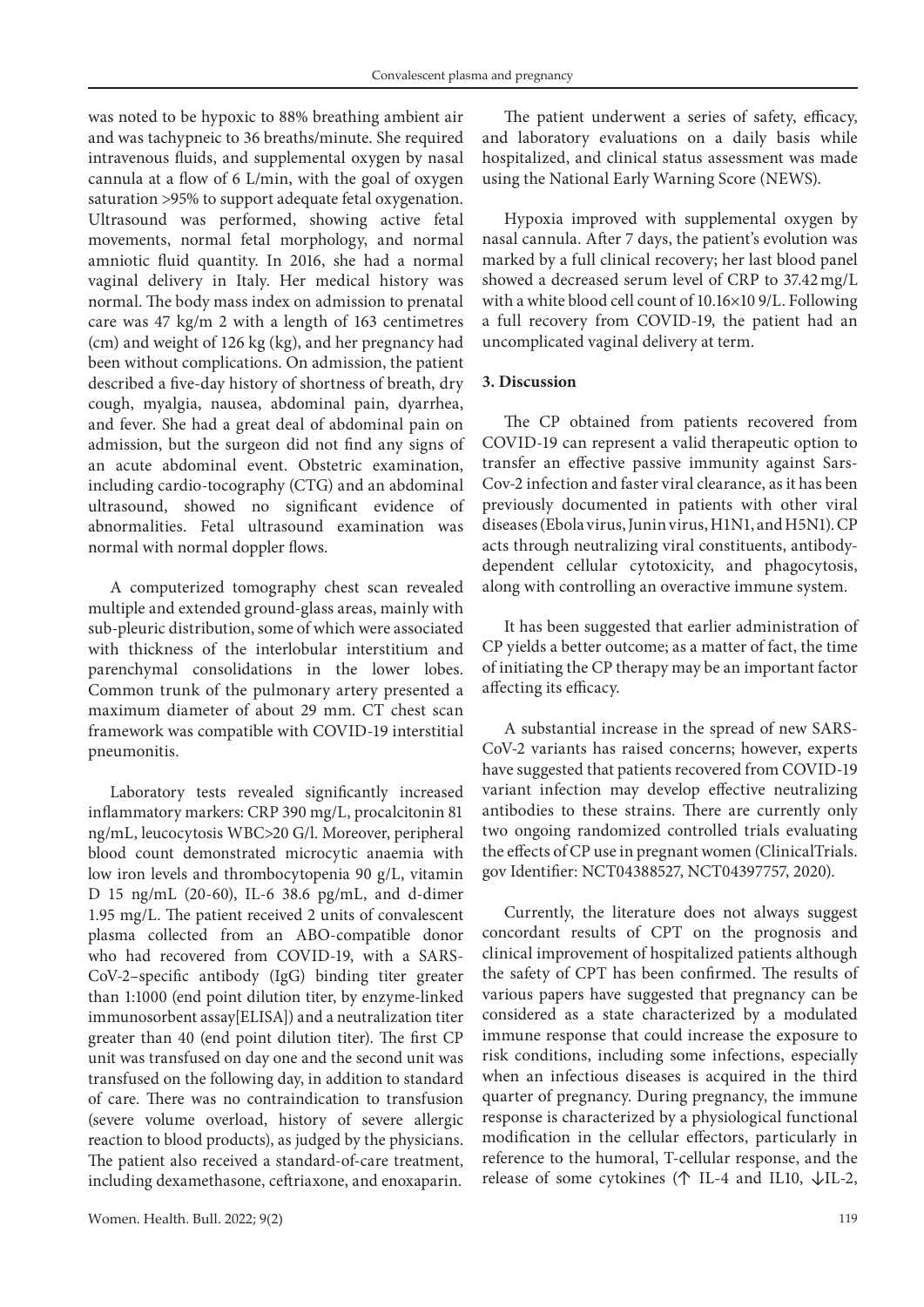was noted to be hypoxic to 88% breathing ambient air and was tachypneic to 36 breaths/minute. She required intravenous fluids, and supplemental oxygen by nasal cannula at a flow of 6 L/min, with the goal of oxygen saturation >95% to support adequate fetal oxygenation. Ultrasound was performed, showing active fetal movements, normal fetal morphology, and normal amniotic fluid quantity. In 2016, she had a normal vaginal delivery in Italy. Her medical history was normal. The body mass index on admission to prenatal care was 47 kg/m 2 with a length of 163 centimetres (cm) and weight of 126 kg (kg), and her pregnancy had been without complications. On admission, the patient described a five-day history of shortness of breath, dry cough, myalgia, nausea, abdominal pain, dyarrhea, and fever. She had a great deal of abdominal pain on admission, but the surgeon did not find any signs of an acute abdominal event. Obstetric examination, including cardio-tocography (CTG) and an abdominal ultrasound, showed no significant evidence of abnormalities. Fetal ultrasound examination was normal with normal doppler flows.

A computerized tomography chest scan revealed multiple and extended ground-glass areas, mainly with sub-pleuric distribution, some of which were associated with thickness of the interlobular interstitium and parenchymal consolidations in the lower lobes. Common trunk of the pulmonary artery presented a maximum diameter of about 29 mm. CT chest scan framework was compatible with COVID-19 interstitial pneumonitis.

Laboratory tests revealed significantly increased inflammatory markers: CRP 390 mg/L, procalcitonin 81 ng/mL, leucocytosis WBC>20 G/l. Moreover, peripheral blood count demonstrated microcytic anaemia with low iron levels and thrombocytopenia 90 g/L, vitamin D 15 ng/mL (20-60), IL-6 38.6 pg/mL, and d-dimer 1.95 mg/L. The patient received 2 units of convalescent plasma collected from an ABO-compatible donor who had recovered from COVID-19, with a SARS-CoV-2–specific antibody (IgG) binding titer greater than 1:1000 (end point dilution titer, by enzyme-linked immunosorbent assay[ELISA]) and a neutralization titer greater than 40 (end point dilution titer). The first CP unit was transfused on day one and the second unit was transfused on the following day, in addition to standard of care. There was no contraindication to transfusion (severe volume overload, history of severe allergic reaction to blood products), as judged by the physicians. The patient also received a standard-of-care treatment, including dexamethasone, ceftriaxone, and enoxaparin.

The patient underwent a series of safety, efficacy, and laboratory evaluations on a daily basis while hospitalized, and clinical status assessment was made using the National Early Warning Score (NEWS).

Hypoxia improved with supplemental oxygen by nasal cannula. After 7 days, the patient's evolution was marked by a full clinical recovery; her last blood panel showed a decreased serum level of CRP to 37.42 mg/L with a white blood cell count of 10.16×10 9/L. Following a full recovery from COVID-19, the patient had an uncomplicated vaginal delivery at term.

## 3. Discussion

The CP obtained from patients recovered from COVID-19 can represent a valid therapeutic option to transfer an effective passive immunity against Sars-Cov-2 infection and faster viral clearance, as it has been previously documented in patients with other viral diseases (Ebola virus, Junin virus, H1N1, and H5N1). CP acts through neutralizing viral constituents, antibody-dependent cellular cytotoxicity, and phagocytosis, along with controlling an overactive immune system.

It has been suggested that earlier administration of CP yields a better outcome; as a matter of fact, the time of initiating the CP therapy may be an important factor affecting its efficacy.

A substantial increase in the spread of new SARS-CoV-2 variants has raised concerns; however, experts have suggested that patients recovered from COVID-19 variant infection may develop effective neutralizing antibodies to these strains. There are currently only two ongoing randomized controlled trials evaluating the effects of CP use in pregnant women (ClinicalTrials.gov Identifier: NCT04388527, NCT04397757, 2020).

Currently, the literature does not always suggest concordant results of CPT on the prognosis and clinical improvement of hospitalized patients although the safety of CPT has been confirmed. The results of various papers have suggested that pregnancy can be considered as a state characterized by a modulated immune response that could increase the exposure to risk conditions, including some infections, especially when an infectious diseases is acquired in the third quarter of pregnancy. During pregnancy, the immune response is characterized by a physiological functional modification in the cellular effectors, particularly in reference to the humoral, T-cellular response, and the release of some cytokines (↑ IL-4 and IL10, ↓IL-2,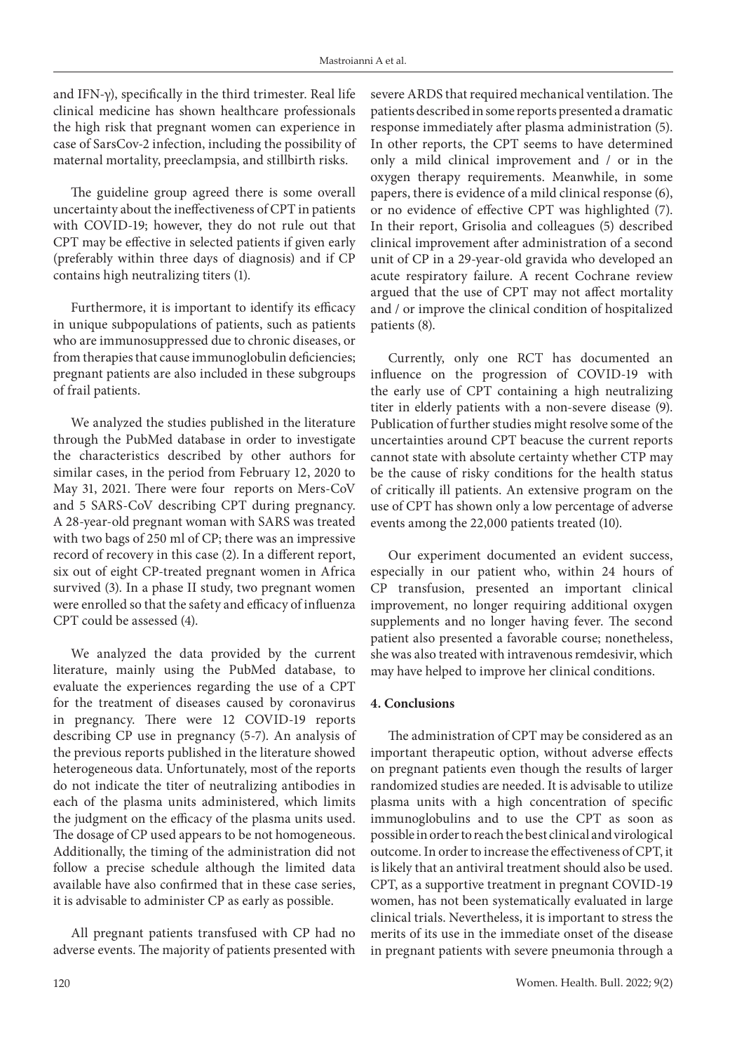and IFN-γ), specifically in the third trimester. Real life clinical medicine has shown healthcare professionals the high risk that pregnant women can experience in case of SarsCov-2 infection, including the possibility of maternal mortality, preeclampsia, and stillbirth risks.

The guideline group agreed there is some overall uncertainty about the ineffectiveness of CPT in patients with COVID-19; however, they do not rule out that CPT may be effective in selected patients if given early (preferably within three days of diagnosis) and if CP contains high neutralizing titers (1).

Furthermore, it is important to identify its efficacy in unique subpopulations of patients, such as patients who are immunosuppressed due to chronic diseases, or from therapies that cause immunoglobulin deficiencies; pregnant patients are also included in these subgroups of frail patients.

We analyzed the studies published in the literature through the PubMed database in order to investigate the characteristics described by other authors for similar cases, in the period from February 12, 2020 to May 31, 2021. There were four reports on Mers-CoV and 5 SARS-CoV describing CPT during pregnancy. A 28-year-old pregnant woman with SARS was treated with two bags of 250 ml of CP; there was an impressive record of recovery in this case (2). In a different report, six out of eight CP-treated pregnant women in Africa survived (3). In a phase II study, two pregnant women were enrolled so that the safety and efficacy of influenza CPT could be assessed (4).

We analyzed the data provided by the current literature, mainly using the PubMed database, to evaluate the experiences regarding the use of a CPT for the treatment of diseases caused by coronavirus in pregnancy. There were 12 COVID-19 reports describing CP use in pregnancy (5-7). An analysis of the previous reports published in the literature showed heterogeneous data. Unfortunately, most of the reports do not indicate the titer of neutralizing antibodies in each of the plasma units administered, which limits the judgment on the efficacy of the plasma units used. The dosage of CP used appears to be not homogeneous. Additionally, the timing of the administration did not follow a precise schedule although the limited data available have also confirmed that in these case series, it is advisable to administer CP as early as possible.

All pregnant patients transfused with CP had no adverse events. The majority of patients presented with severe ARDS that required mechanical ventilation. The patients described in some reports presented a dramatic response immediately after plasma administration (5). In other reports, the CPT seems to have determined only a mild clinical improvement and / or in the oxygen therapy requirements. Meanwhile, in some papers, there is evidence of a mild clinical response (6), or no evidence of effective CPT was highlighted (7). In their report, Grisolia and colleagues (5) described clinical improvement after administration of a second unit of CP in a 29-year-old gravida who developed an acute respiratory failure. A recent Cochrane review argued that the use of CPT may not affect mortality and / or improve the clinical condition of hospitalized patients (8).

Currently, only one RCT has documented an influence on the progression of COVID-19 with the early use of CPT containing a high neutralizing titer in elderly patients with a non-severe disease (9). Publication of further studies might resolve some of the uncertainties around CPT beacuse the current reports cannot state with absolute certainty whether CTP may be the cause of risky conditions for the health status of critically ill patients. An extensive program on the use of CPT has shown only a low percentage of adverse events among the 22,000 patients treated (10).

Our experiment documented an evident success, especially in our patient who, within 24 hours of CP transfusion, presented an important clinical improvement, no longer requiring additional oxygen supplements and no longer having fever. The second patient also presented a favorable course; nonetheless, she was also treated with intravenous remdesivir, which may have helped to improve her clinical conditions.

## 4. Conclusions

The administration of CPT may be considered as an important therapeutic option, without adverse effects on pregnant patients even though the results of larger randomized studies are needed. It is advisable to utilize plasma units with a high concentration of specific immunoglobulins and to use the CPT as soon as possible in order to reach the best clinical and virological outcome. In order to increase the effectiveness of CPT, it is likely that an antiviral treatment should also be used. CPT, as a supportive treatment in pregnant COVID-19 women, has not been systematically evaluated in large clinical trials. Nevertheless, it is important to stress the merits of its use in the immediate onset of the disease in pregnant patients with severe pneumonia through a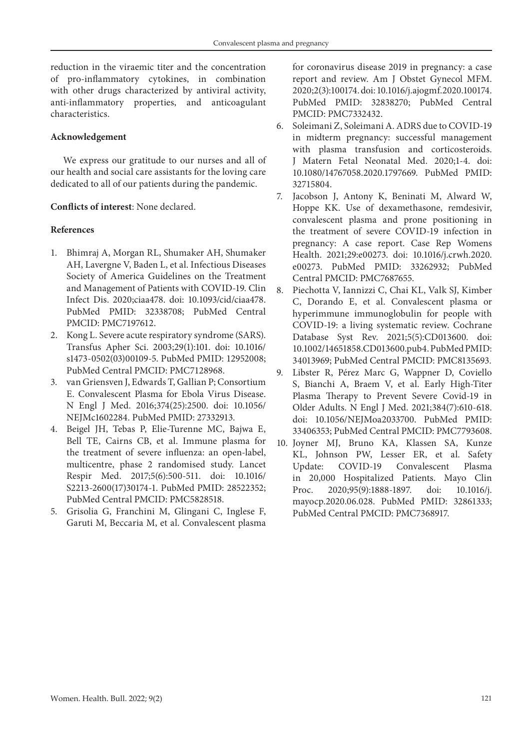reduction in the viraemic titer and the concentration of pro-inflammatory cytokines, in combination with other drugs characterized by antiviral activity, anti-inflammatory properties, and anticoagulant characteristics.

## Acknowledgement

We express our gratitude to our nurses and all of our health and social care assistants for the loving care dedicated to all of our patients during the pandemic.

**Conflicts of interest**: None declared.

## References

1. Bhimraj A, Morgan RL, Shumaker AH, Shumaker AH, Lavergne V, Baden L, et al. Infectious Diseases Society of America Guidelines on the Treatment and Management of Patients with COVID-19. Clin Infect Dis. 2020;ciaa478. doi: 10.1093/cid/ciaa478. PubMed PMID: 32338708; PubMed Central PMCID: PMC7197612.
2. Kong L. Severe acute respiratory syndrome (SARS). Transfus Apher Sci. 2003;29(1):101. doi: 10.1016/s1473-0502(03)00109-5. PubMed PMID: 12952008; PubMed Central PMCID: PMC7128968.
3. van Griensven J, Edwards T, Gallian P; Consortium E. Convalescent Plasma for Ebola Virus Disease. N Engl J Med. 2016;374(25):2500. doi: 10.1056/NEJMc1602284. PubMed PMID: 27332913.
4. Beigel JH, Tebas P, Elie-Turenne MC, Bajwa E, Bell TE, Cairns CB, et al. Immune plasma for the treatment of severe influenza: an open-label, multicentre, phase 2 randomised study. Lancet Respir Med. 2017;5(6):500-511. doi: 10.1016/S2213-2600(17)30174-1. PubMed PMID: 28522352; PubMed Central PMCID: PMC5828518.
5. Grisolia G, Franchini M, Glingani C, Inglese F, Garuti M, Beccaria M, et al. Convalescent plasma for coronavirus disease 2019 in pregnancy: a case report and review. Am J Obstet Gynecol MFM. 2020;2(3):100174. doi: 10.1016/j.ajogmf.2020.100174. PubMed PMID: 32838270; PubMed Central PMCID: PMC7332432.
6. Soleimani Z, Soleimani A. ADRS due to COVID-19 in midterm pregnancy: successful management with plasma transfusion and corticosteroids. J Matern Fetal Neonatal Med. 2020;1-4. doi: 10.1080/14767058.2020.1797669. PubMed PMID: 32715804.
7. Jacobson J, Antony K, Beninati M, Alward W, Hoppe KK. Use of dexamethasone, remdesivir, convalescent plasma and prone positioning in the treatment of severe COVID-19 infection in pregnancy: A case report. Case Rep Womens Health. 2021;29:e00273. doi: 10.1016/j.crwh.2020.e00273. PubMed PMID: 33262932; PubMed Central PMCID: PMC7687655.
8. Piechotta V, Iannizzi C, Chai KL, Valk SJ, Kimber C, Dorando E, et al. Convalescent plasma or hyperimmune immunoglobulin for people with COVID-19: a living systematic review. Cochrane Database Syst Rev. 2021;5(5):CD013600. doi: 10.1002/14651858.CD013600.pub4. PubMed PMID: 34013969; PubMed Central PMCID: PMC8135693.
9. Libster R, Pérez Marc G, Wappner D, Coviello S, Bianchi A, Braem V, et al. Early High-Titer Plasma Therapy to Prevent Severe Covid-19 in Older Adults. N Engl J Med. 2021;384(7):610-618. doi: 10.1056/NEJMoa2033700. PubMed PMID: 33406353; PubMed Central PMCID: PMC7793608.
10. Joyner MJ, Bruno KA, Klassen SA, Kunze KL, Johnson PW, Lesser ER, et al. Safety Update: COVID-19 Convalescent Plasma in 20,000 Hospitalized Patients. Mayo Clin Proc. 2020;95(9):1888-1897. doi: 10.1016/j.mayocp.2020.06.028. PubMed PMID: 32861333; PubMed Central PMCID: PMC7368917.